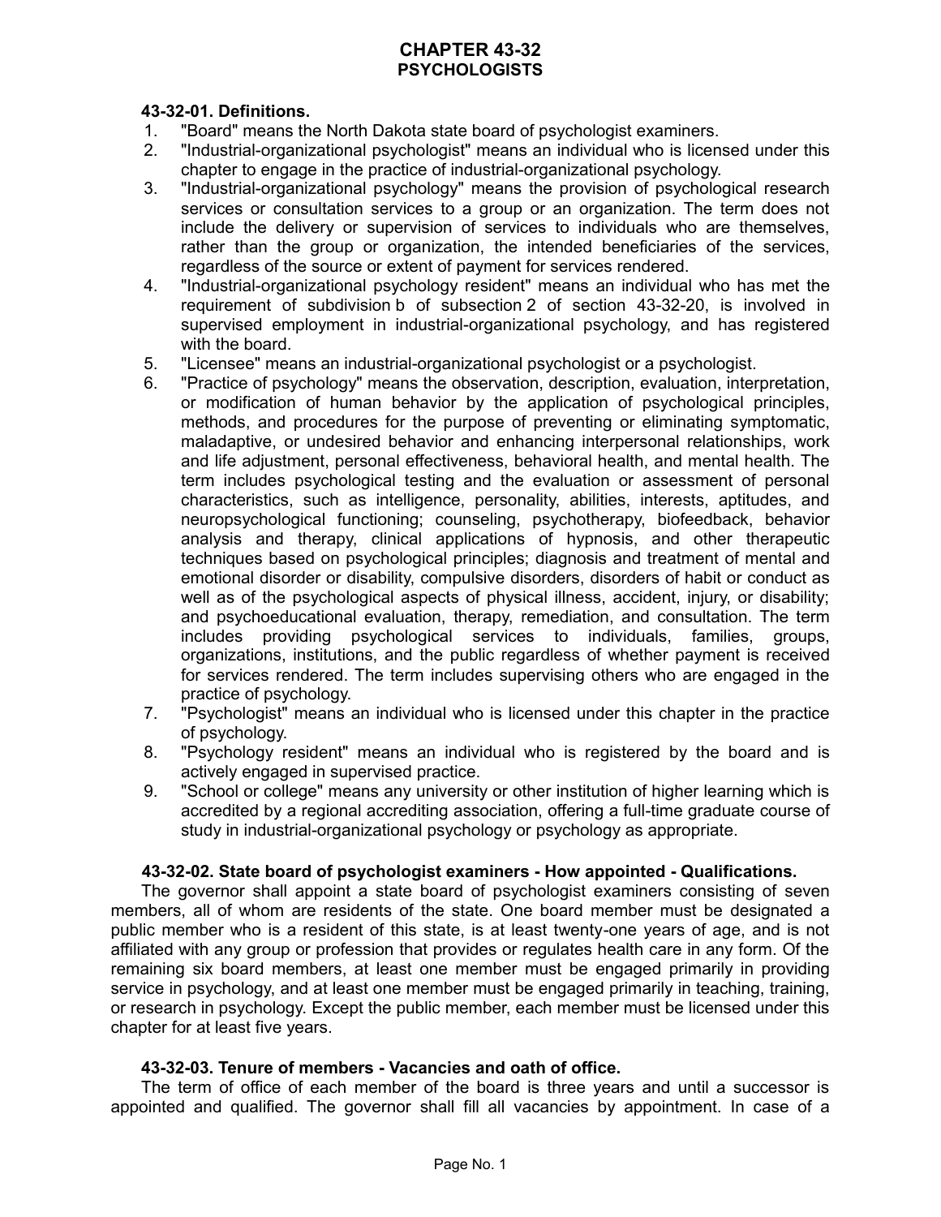# CHAPTER 43-32
## PSYCHOLOGISTS

### 43-32-01. Definitions.

1. "Board" means the North Dakota state board of psychologist examiners.
2. "Industrial-organizational psychologist" means an individual who is licensed under this chapter to engage in the practice of industrial-organizational psychology.
3. "Industrial-organizational psychology" means the provision of psychological research services or consultation services to a group or an organization. The term does not include the delivery or supervision of services to individuals who are themselves, rather than the group or organization, the intended beneficiaries of the services, regardless of the source or extent of payment for services rendered.
4. "Industrial-organizational psychology resident" means an individual who has met the requirement of subdivision b of subsection 2 of section 43-32-20, is involved in supervised employment in industrial-organizational psychology, and has registered with the board.
5. "Licensee" means an industrial-organizational psychologist or a psychologist.
6. "Practice of psychology" means the observation, description, evaluation, interpretation, or modification of human behavior by the application of psychological principles, methods, and procedures for the purpose of preventing or eliminating symptomatic, maladaptive, or undesired behavior and enhancing interpersonal relationships, work and life adjustment, personal effectiveness, behavioral health, and mental health. The term includes psychological testing and the evaluation or assessment of personal characteristics, such as intelligence, personality, abilities, interests, aptitudes, and neuropsychological functioning; counseling, psychotherapy, biofeedback, behavior analysis and therapy, clinical applications of hypnosis, and other therapeutic techniques based on psychological principles; diagnosis and treatment of mental and emotional disorder or disability, compulsive disorders, disorders of habit or conduct as well as of the psychological aspects of physical illness, accident, injury, or disability; and psychoeducational evaluation, therapy, remediation, and consultation. The term includes providing psychological services to individuals, families, groups, organizations, institutions, and the public regardless of whether payment is received for services rendered. The term includes supervising others who are engaged in the practice of psychology.
7. "Psychologist" means an individual who is licensed under this chapter in the practice of psychology.
8. "Psychology resident" means an individual who is registered by the board and is actively engaged in supervised practice.
9. "School or college" means any university or other institution of higher learning which is accredited by a regional accrediting association, offering a full-time graduate course of study in industrial-organizational psychology or psychology as appropriate.

### 43-32-02. State board of psychologist examiners - How appointed - Qualifications.

The governor shall appoint a state board of psychologist examiners consisting of seven members, all of whom are residents of the state. One board member must be designated a public member who is a resident of this state, is at least twenty-one years of age, and is not affiliated with any group or profession that provides or regulates health care in any form. Of the remaining six board members, at least one member must be engaged primarily in providing service in psychology, and at least one member must be engaged primarily in teaching, training, or research in psychology. Except the public member, each member must be licensed under this chapter for at least five years.

### 43-32-03. Tenure of members - Vacancies and oath of office.

The term of office of each member of the board is three years and until a successor is appointed and qualified. The governor shall fill all vacancies by appointment. In case of a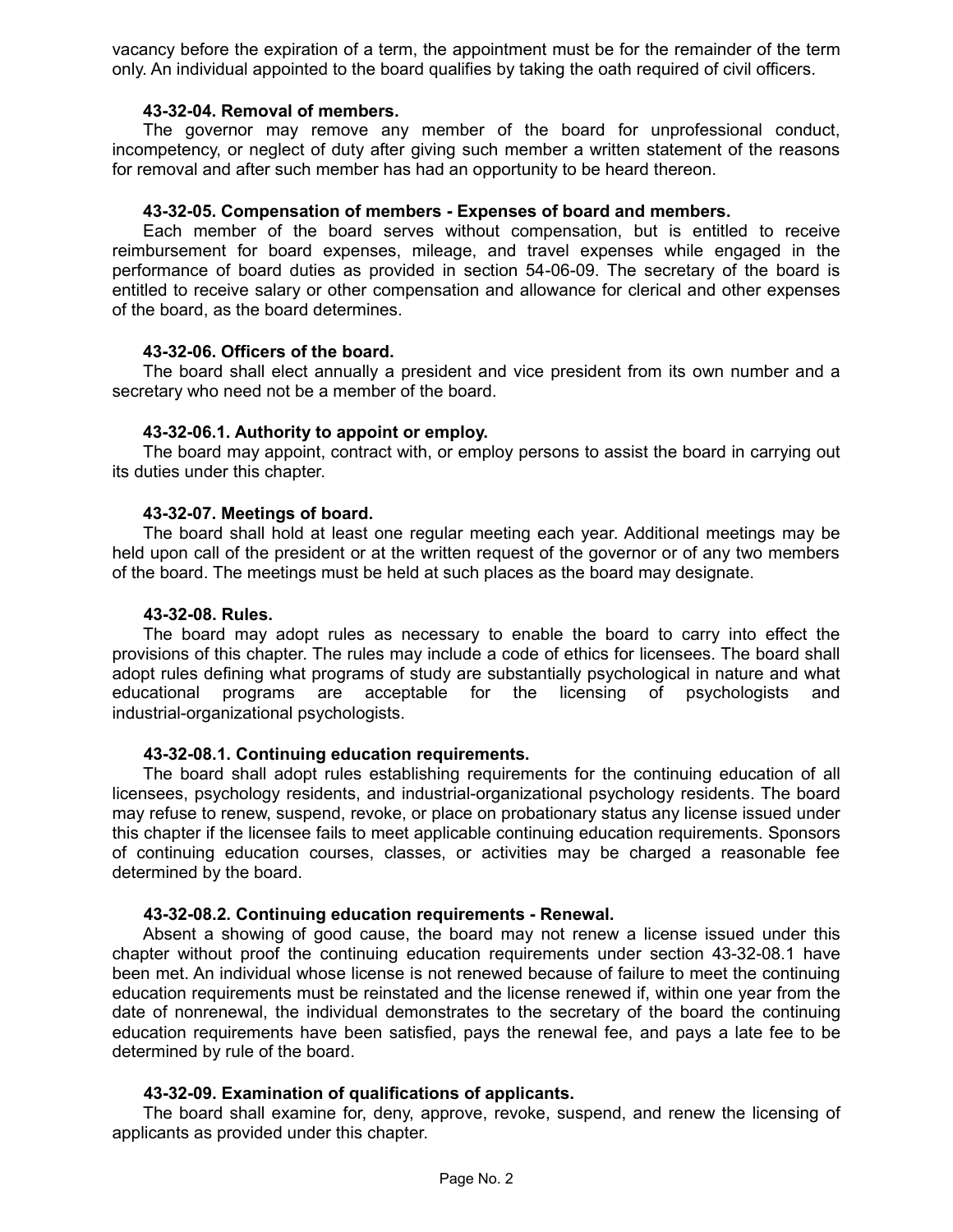vacancy before the expiration of a term, the appointment must be for the remainder of the term only. An individual appointed to the board qualifies by taking the oath required of civil officers.

**43-32-04. Removal of members.**

The governor may remove any member of the board for unprofessional conduct, incompetency, or neglect of duty after giving such member a written statement of the reasons for removal and after such member has had an opportunity to be heard thereon.

**43-32-05. Compensation of members - Expenses of board and members.**

Each member of the board serves without compensation, but is entitled to receive reimbursement for board expenses, mileage, and travel expenses while engaged in the performance of board duties as provided in section 54-06-09. The secretary of the board is entitled to receive salary or other compensation and allowance for clerical and other expenses of the board, as the board determines.

**43-32-06. Officers of the board.**

The board shall elect annually a president and vice president from its own number and a secretary who need not be a member of the board.

**43-32-06.1. Authority to appoint or employ.**

The board may appoint, contract with, or employ persons to assist the board in carrying out its duties under this chapter.

**43-32-07. Meetings of board.**

The board shall hold at least one regular meeting each year. Additional meetings may be held upon call of the president or at the written request of the governor or of any two members of the board. The meetings must be held at such places as the board may designate.

**43-32-08. Rules.**

The board may adopt rules as necessary to enable the board to carry into effect the provisions of this chapter. The rules may include a code of ethics for licensees. The board shall adopt rules defining what programs of study are substantially psychological in nature and what educational programs are acceptable for the licensing of psychologists and industrial-organizational psychologists.

**43-32-08.1. Continuing education requirements.**

The board shall adopt rules establishing requirements for the continuing education of all licensees, psychology residents, and industrial-organizational psychology residents. The board may refuse to renew, suspend, revoke, or place on probationary status any license issued under this chapter if the licensee fails to meet applicable continuing education requirements. Sponsors of continuing education courses, classes, or activities may be charged a reasonable fee determined by the board.

**43-32-08.2. Continuing education requirements - Renewal.**

Absent a showing of good cause, the board may not renew a license issued under this chapter without proof the continuing education requirements under section 43-32-08.1 have been met. An individual whose license is not renewed because of failure to meet the continuing education requirements must be reinstated and the license renewed if, within one year from the date of nonrenewal, the individual demonstrates to the secretary of the board the continuing education requirements have been satisfied, pays the renewal fee, and pays a late fee to be determined by rule of the board.

**43-32-09. Examination of qualifications of applicants.**

The board shall examine for, deny, approve, revoke, suspend, and renew the licensing of applicants as provided under this chapter.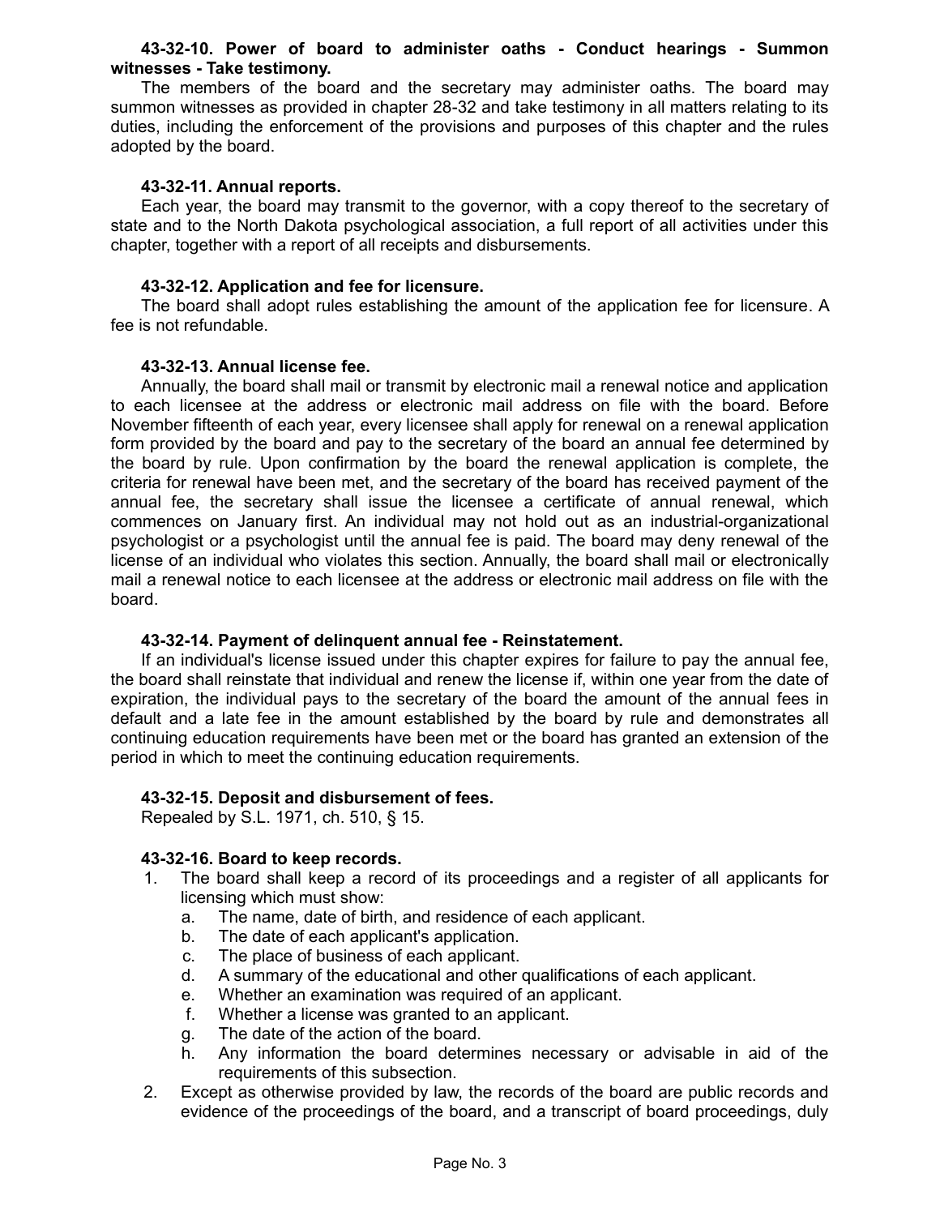**43-32-10. Power of board to administer oaths - Conduct hearings - Summon witnesses - Take testimony.**

The members of the board and the secretary may administer oaths. The board may summon witnesses as provided in chapter 28-32 and take testimony in all matters relating to its duties, including the enforcement of the provisions and purposes of this chapter and the rules adopted by the board.

**43-32-11. Annual reports.**

Each year, the board may transmit to the governor, with a copy thereof to the secretary of state and to the North Dakota psychological association, a full report of all activities under this chapter, together with a report of all receipts and disbursements.

**43-32-12. Application and fee for licensure.**

The board shall adopt rules establishing the amount of the application fee for licensure. A fee is not refundable.

**43-32-13. Annual license fee.**

Annually, the board shall mail or transmit by electronic mail a renewal notice and application to each licensee at the address or electronic mail address on file with the board. Before November fifteenth of each year, every licensee shall apply for renewal on a renewal application form provided by the board and pay to the secretary of the board an annual fee determined by the board by rule. Upon confirmation by the board the renewal application is complete, the criteria for renewal have been met, and the secretary of the board has received payment of the annual fee, the secretary shall issue the licensee a certificate of annual renewal, which commences on January first. An individual may not hold out as an industrial-organizational psychologist or a psychologist until the annual fee is paid. The board may deny renewal of the license of an individual who violates this section. Annually, the board shall mail or electronically mail a renewal notice to each licensee at the address or electronic mail address on file with the board.

**43-32-14. Payment of delinquent annual fee - Reinstatement.**

If an individual's license issued under this chapter expires for failure to pay the annual fee, the board shall reinstate that individual and renew the license if, within one year from the date of expiration, the individual pays to the secretary of the board the amount of the annual fees in default and a late fee in the amount established by the board by rule and demonstrates all continuing education requirements have been met or the board has granted an extension of the period in which to meet the continuing education requirements.

**43-32-15. Deposit and disbursement of fees.**

Repealed by S.L. 1971, ch. 510, § 15.

**43-32-16. Board to keep records.**

1. The board shall keep a record of its proceedings and a register of all applicants for licensing which must show:
   a. The name, date of birth, and residence of each applicant.
   b. The date of each applicant's application.
   c. The place of business of each applicant.
   d. A summary of the educational and other qualifications of each applicant.
   e. Whether an examination was required of an applicant.
   f. Whether a license was granted to an applicant.
   g. The date of the action of the board.
   h. Any information the board determines necessary or advisable in aid of the requirements of this subsection.
2. Except as otherwise provided by law, the records of the board are public records and evidence of the proceedings of the board, and a transcript of board proceedings, duly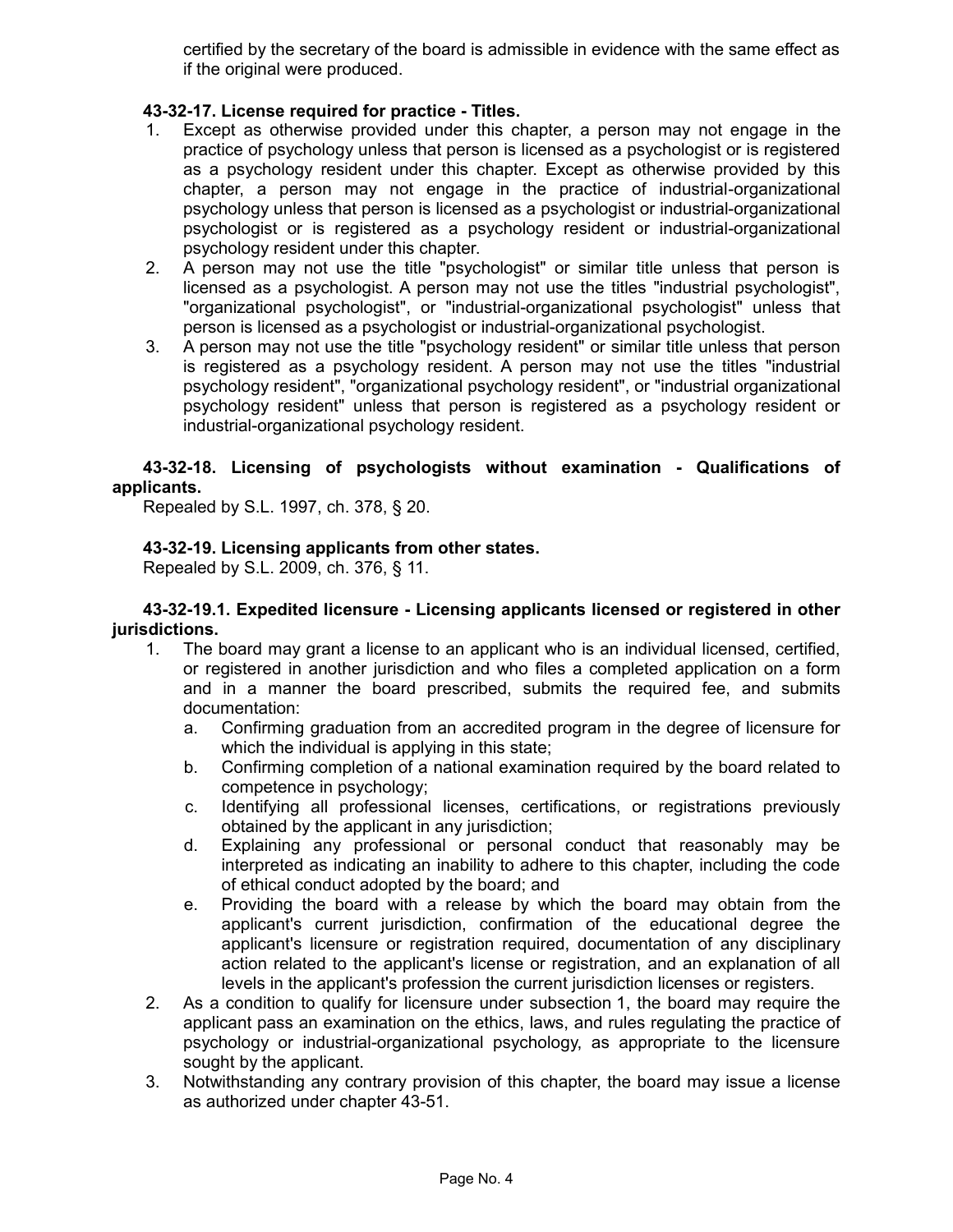certified by the secretary of the board is admissible in evidence with the same effect as if the original were produced.

**43-32-17. License required for practice - Titles.**

1. Except as otherwise provided under this chapter, a person may not engage in the practice of psychology unless that person is licensed as a psychologist or is registered as a psychology resident under this chapter. Except as otherwise provided by this chapter, a person may not engage in the practice of industrial-organizational psychology unless that person is licensed as a psychologist or industrial-organizational psychologist or is registered as a psychology resident or industrial-organizational psychology resident under this chapter.
2. A person may not use the title "psychologist" or similar title unless that person is licensed as a psychologist. A person may not use the titles "industrial psychologist", "organizational psychologist", or "industrial-organizational psychologist" unless that person is licensed as a psychologist or industrial-organizational psychologist.
3. A person may not use the title "psychology resident" or similar title unless that person is registered as a psychology resident. A person may not use the titles "industrial psychology resident", "organizational psychology resident", or "industrial organizational psychology resident" unless that person is registered as a psychology resident or industrial-organizational psychology resident.

**43-32-18. Licensing of psychologists without examination - Qualifications of applicants.**

Repealed by S.L. 1997, ch. 378, § 20.

**43-32-19. Licensing applicants from other states.**

Repealed by S.L. 2009, ch. 376, § 11.

**43-32-19.1. Expedited licensure - Licensing applicants licensed or registered in other jurisdictions.**

1. The board may grant a license to an applicant who is an individual licensed, certified, or registered in another jurisdiction and who files a completed application on a form and in a manner the board prescribed, submits the required fee, and submits documentation:
   a. Confirming graduation from an accredited program in the degree of licensure for which the individual is applying in this state;
   b. Confirming completion of a national examination required by the board related to competence in psychology;
   c. Identifying all professional licenses, certifications, or registrations previously obtained by the applicant in any jurisdiction;
   d. Explaining any professional or personal conduct that reasonably may be interpreted as indicating an inability to adhere to this chapter, including the code of ethical conduct adopted by the board; and
   e. Providing the board with a release by which the board may obtain from the applicant's current jurisdiction, confirmation of the educational degree the applicant's licensure or registration required, documentation of any disciplinary action related to the applicant's license or registration, and an explanation of all levels in the applicant's profession the current jurisdiction licenses or registers.
2. As a condition to qualify for licensure under subsection 1, the board may require the applicant pass an examination on the ethics, laws, and rules regulating the practice of psychology or industrial-organizational psychology, as appropriate to the licensure sought by the applicant.
3. Notwithstanding any contrary provision of this chapter, the board may issue a license as authorized under chapter 43-51.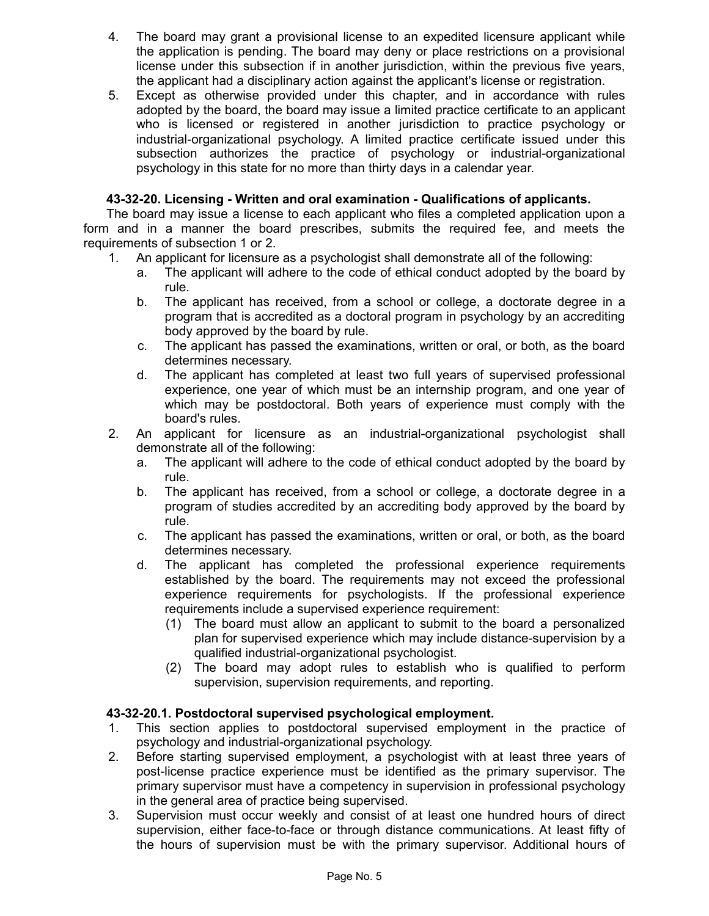4. The board may grant a provisional license to an expedited licensure applicant while the application is pending. The board may deny or place restrictions on a provisional license under this subsection if in another jurisdiction, within the previous five years, the applicant had a disciplinary action against the applicant's license or registration.
5. Except as otherwise provided under this chapter, and in accordance with rules adopted by the board, the board may issue a limited practice certificate to an applicant who is licensed or registered in another jurisdiction to practice psychology or industrial-organizational psychology. A limited practice certificate issued under this subsection authorizes the practice of psychology or industrial-organizational psychology in this state for no more than thirty days in a calendar year.

**43-32-20. Licensing - Written and oral examination - Qualifications of applicants.**

The board may issue a license to each applicant who files a completed application upon a form and in a manner the board prescribes, submits the required fee, and meets the requirements of subsection 1 or 2.

1. An applicant for licensure as a psychologist shall demonstrate all of the following:
   a. The applicant will adhere to the code of ethical conduct adopted by the board by rule.
   b. The applicant has received, from a school or college, a doctorate degree in a program that is accredited as a doctoral program in psychology by an accrediting body approved by the board by rule.
   c. The applicant has passed the examinations, written or oral, or both, as the board determines necessary.
   d. The applicant has completed at least two full years of supervised professional experience, one year of which must be an internship program, and one year of which may be postdoctoral. Both years of experience must comply with the board's rules.
2. An applicant for licensure as an industrial-organizational psychologist shall demonstrate all of the following:
   a. The applicant will adhere to the code of ethical conduct adopted by the board by rule.
   b. The applicant has received, from a school or college, a doctorate degree in a program of studies accredited by an accrediting body approved by the board by rule.
   c. The applicant has passed the examinations, written or oral, or both, as the board determines necessary.
   d. The applicant has completed the professional experience requirements established by the board. The requirements may not exceed the professional experience requirements for psychologists. If the professional experience requirements include a supervised experience requirement:
      (1) The board must allow an applicant to submit to the board a personalized plan for supervised experience which may include distance-supervision by a qualified industrial-organizational psychologist.
      (2) The board may adopt rules to establish who is qualified to perform supervision, supervision requirements, and reporting.

**43-32-20.1. Postdoctoral supervised psychological employment.**

1. This section applies to postdoctoral supervised employment in the practice of psychology and industrial-organizational psychology.
2. Before starting supervised employment, a psychologist with at least three years of post-license practice experience must be identified as the primary supervisor. The primary supervisor must have a competency in supervision in professional psychology in the general area of practice being supervised.
3. Supervision must occur weekly and consist of at least one hundred hours of direct supervision, either face-to-face or through distance communications. At least fifty of the hours of supervision must be with the primary supervisor. Additional hours of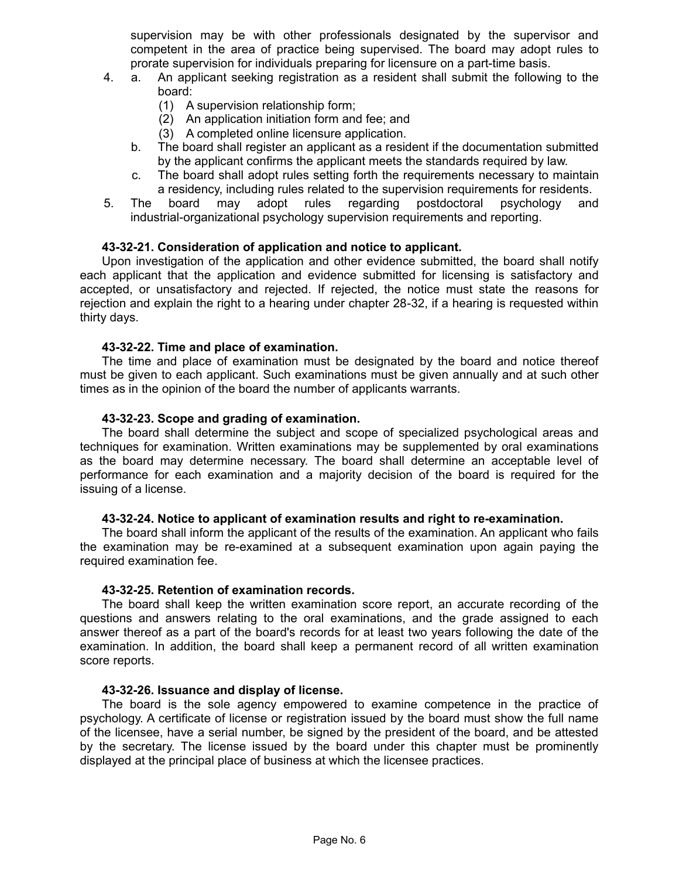supervision may be with other professionals designated by the supervisor and competent in the area of practice being supervised. The board may adopt rules to prorate supervision for individuals preparing for licensure on a part-time basis.

4. a. An applicant seeking registration as a resident shall submit the following to the board:
   (1) A supervision relationship form;
   (2) An application initiation form and fee; and
   (3) A completed online licensure application.

   b. The board shall register an applicant as a resident if the documentation submitted by the applicant confirms the applicant meets the standards required by law.

   c. The board shall adopt rules setting forth the requirements necessary to maintain a residency, including rules related to the supervision requirements for residents.

5. The board may adopt rules regarding postdoctoral psychology and industrial-organizational psychology supervision requirements and reporting.

**43-32-21. Consideration of application and notice to applicant.**

Upon investigation of the application and other evidence submitted, the board shall notify each applicant that the application and evidence submitted for licensing is satisfactory and accepted, or unsatisfactory and rejected. If rejected, the notice must state the reasons for rejection and explain the right to a hearing under chapter 28-32, if a hearing is requested within thirty days.

**43-32-22. Time and place of examination.**

The time and place of examination must be designated by the board and notice thereof must be given to each applicant. Such examinations must be given annually and at such other times as in the opinion of the board the number of applicants warrants.

**43-32-23. Scope and grading of examination.**

The board shall determine the subject and scope of specialized psychological areas and techniques for examination. Written examinations may be supplemented by oral examinations as the board may determine necessary. The board shall determine an acceptable level of performance for each examination and a majority decision of the board is required for the issuing of a license.

**43-32-24. Notice to applicant of examination results and right to re-examination.**

The board shall inform the applicant of the results of the examination. An applicant who fails the examination may be re-examined at a subsequent examination upon again paying the required examination fee.

**43-32-25. Retention of examination records.**

The board shall keep the written examination score report, an accurate recording of the questions and answers relating to the oral examinations, and the grade assigned to each answer thereof as a part of the board's records for at least two years following the date of the examination. In addition, the board shall keep a permanent record of all written examination score reports.

**43-32-26. Issuance and display of license.**

The board is the sole agency empowered to examine competence in the practice of psychology. A certificate of license or registration issued by the board must show the full name of the licensee, have a serial number, be signed by the president of the board, and be attested by the secretary. The license issued by the board under this chapter must be prominently displayed at the principal place of business at which the licensee practices.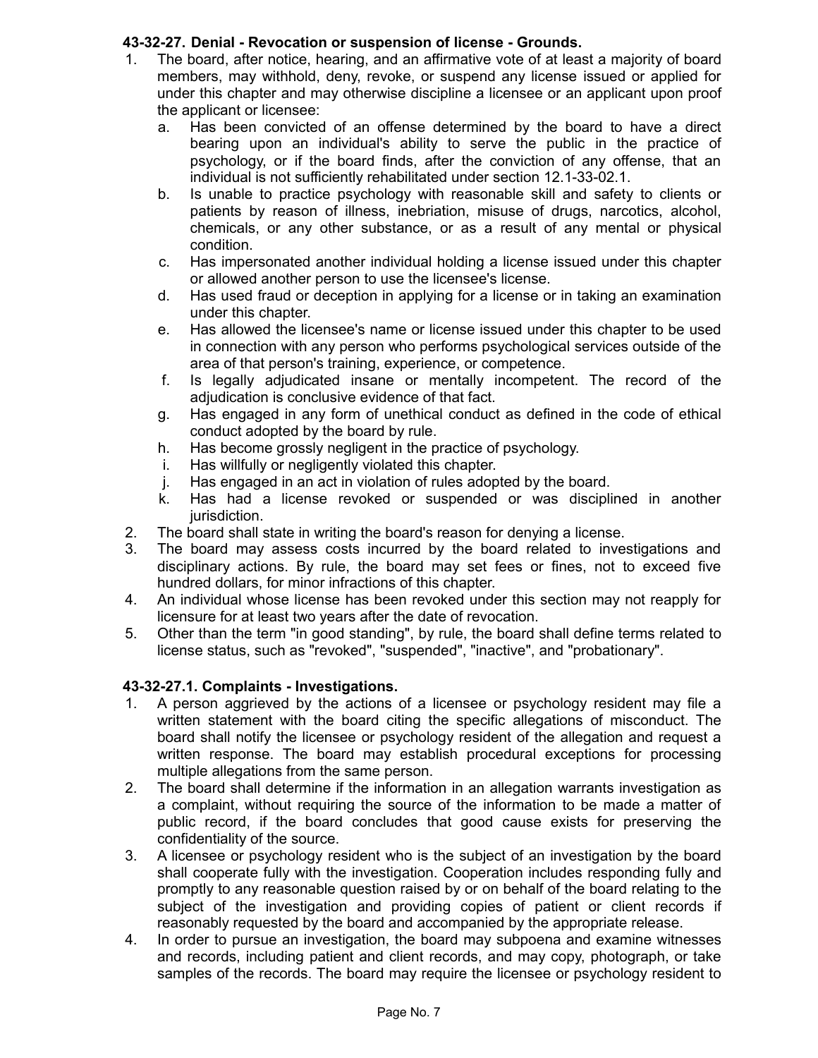**43-32-27. Denial - Revocation or suspension of license - Grounds.**

1. The board, after notice, hearing, and an affirmative vote of at least a majority of board members, may withhold, deny, revoke, or suspend any license issued or applied for under this chapter and may otherwise discipline a licensee or an applicant upon proof the applicant or licensee:
   a. Has been convicted of an offense determined by the board to have a direct bearing upon an individual's ability to serve the public in the practice of psychology, or if the board finds, after the conviction of any offense, that an individual is not sufficiently rehabilitated under section 12.1-33-02.1.
   b. Is unable to practice psychology with reasonable skill and safety to clients or patients by reason of illness, inebriation, misuse of drugs, narcotics, alcohol, chemicals, or any other substance, or as a result of any mental or physical condition.
   c. Has impersonated another individual holding a license issued under this chapter or allowed another person to use the licensee's license.
   d. Has used fraud or deception in applying for a license or in taking an examination under this chapter.
   e. Has allowed the licensee's name or license issued under this chapter to be used in connection with any person who performs psychological services outside of the area of that person's training, experience, or competence.
   f. Is legally adjudicated insane or mentally incompetent. The record of the adjudication is conclusive evidence of that fact.
   g. Has engaged in any form of unethical conduct as defined in the code of ethical conduct adopted by the board by rule.
   h. Has become grossly negligent in the practice of psychology.
   i. Has willfully or negligently violated this chapter.
   j. Has engaged in an act in violation of rules adopted by the board.
   k. Has had a license revoked or suspended or was disciplined in another jurisdiction.
2. The board shall state in writing the board's reason for denying a license.
3. The board may assess costs incurred by the board related to investigations and disciplinary actions. By rule, the board may set fees or fines, not to exceed five hundred dollars, for minor infractions of this chapter.
4. An individual whose license has been revoked under this section may not reapply for licensure for at least two years after the date of revocation.
5. Other than the term "in good standing", by rule, the board shall define terms related to license status, such as "revoked", "suspended", "inactive", and "probationary".

**43-32-27.1. Complaints - Investigations.**

1. A person aggrieved by the actions of a licensee or psychology resident may file a written statement with the board citing the specific allegations of misconduct. The board shall notify the licensee or psychology resident of the allegation and request a written response. The board may establish procedural exceptions for processing multiple allegations from the same person.
2. The board shall determine if the information in an allegation warrants investigation as a complaint, without requiring the source of the information to be made a matter of public record, if the board concludes that good cause exists for preserving the confidentiality of the source.
3. A licensee or psychology resident who is the subject of an investigation by the board shall cooperate fully with the investigation. Cooperation includes responding fully and promptly to any reasonable question raised by or on behalf of the board relating to the subject of the investigation and providing copies of patient or client records if reasonably requested by the board and accompanied by the appropriate release.
4. In order to pursue an investigation, the board may subpoena and examine witnesses and records, including patient and client records, and may copy, photograph, or take samples of the records. The board may require the licensee or psychology resident to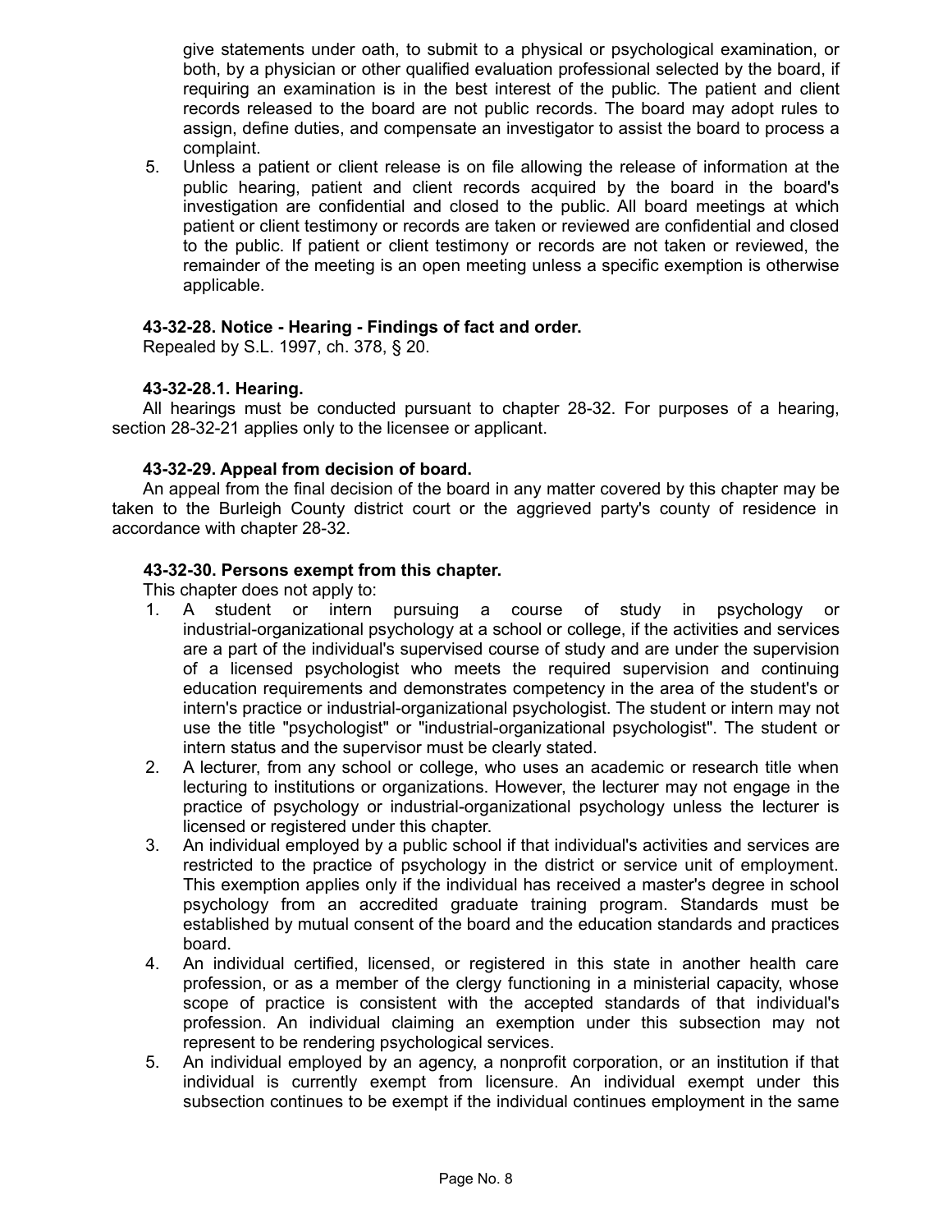give statements under oath, to submit to a physical or psychological examination, or both, by a physician or other qualified evaluation professional selected by the board, if requiring an examination is in the best interest of the public. The patient and client records released to the board are not public records. The board may adopt rules to assign, define duties, and compensate an investigator to assist the board to process a complaint.

5. Unless a patient or client release is on file allowing the release of information at the public hearing, patient and client records acquired by the board in the board's investigation are confidential and closed to the public. All board meetings at which patient or client testimony or records are taken or reviewed are confidential and closed to the public. If patient or client testimony or records are not taken or reviewed, the remainder of the meeting is an open meeting unless a specific exemption is otherwise applicable.

**43-32-28. Notice - Hearing - Findings of fact and order.**

Repealed by S.L. 1997, ch. 378, § 20.

**43-32-28.1. Hearing.**

All hearings must be conducted pursuant to chapter 28-32. For purposes of a hearing, section 28-32-21 applies only to the licensee or applicant.

**43-32-29. Appeal from decision of board.**

An appeal from the final decision of the board in any matter covered by this chapter may be taken to the Burleigh County district court or the aggrieved party's county of residence in accordance with chapter 28-32.

**43-32-30. Persons exempt from this chapter.**

This chapter does not apply to:

1. A student or intern pursuing a course of study in psychology or industrial-organizational psychology at a school or college, if the activities and services are a part of the individual's supervised course of study and are under the supervision of a licensed psychologist who meets the required supervision and continuing education requirements and demonstrates competency in the area of the student's or intern's practice or industrial-organizational psychologist. The student or intern may not use the title "psychologist" or "industrial-organizational psychologist". The student or intern status and the supervisor must be clearly stated.
2. A lecturer, from any school or college, who uses an academic or research title when lecturing to institutions or organizations. However, the lecturer may not engage in the practice of psychology or industrial-organizational psychology unless the lecturer is licensed or registered under this chapter.
3. An individual employed by a public school if that individual's activities and services are restricted to the practice of psychology in the district or service unit of employment. This exemption applies only if the individual has received a master's degree in school psychology from an accredited graduate training program. Standards must be established by mutual consent of the board and the education standards and practices board.
4. An individual certified, licensed, or registered in this state in another health care profession, or as a member of the clergy functioning in a ministerial capacity, whose scope of practice is consistent with the accepted standards of that individual's profession. An individual claiming an exemption under this subsection may not represent to be rendering psychological services.
5. An individual employed by an agency, a nonprofit corporation, or an institution if that individual is currently exempt from licensure. An individual exempt under this subsection continues to be exempt if the individual continues employment in the same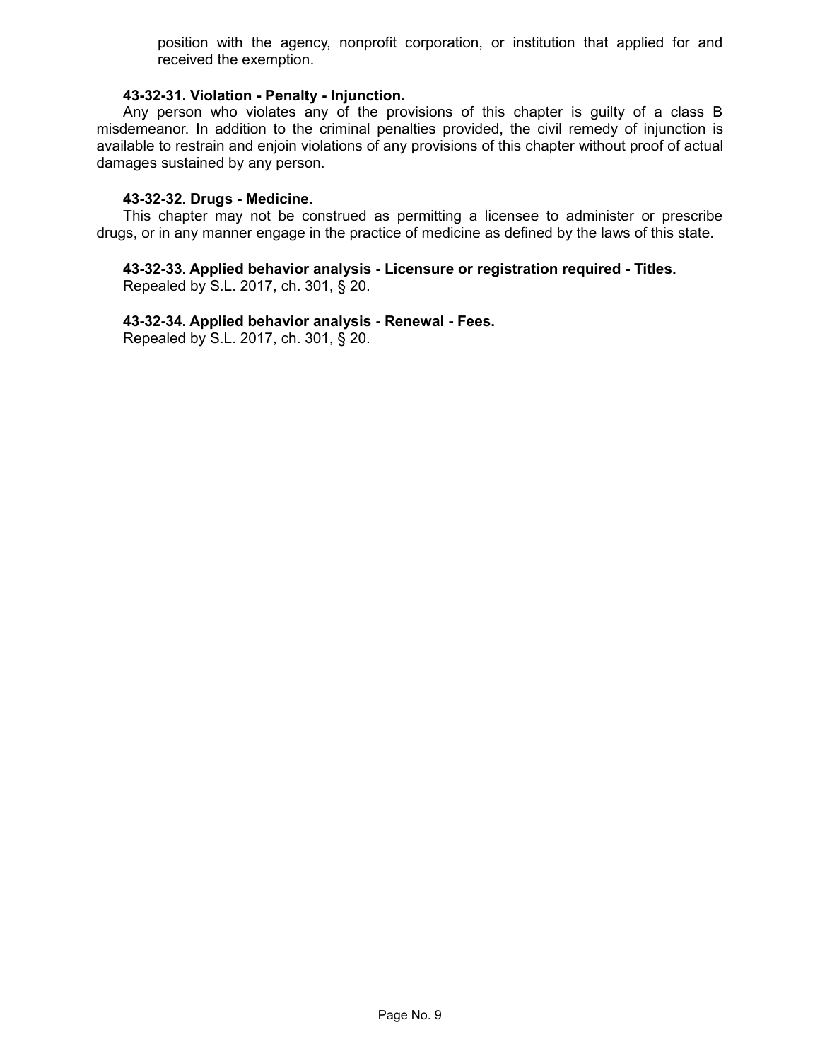position with the agency, nonprofit corporation, or institution that applied for and received the exemption.

**43-32-31. Violation - Penalty - Injunction.**

Any person who violates any of the provisions of this chapter is guilty of a class B misdemeanor. In addition to the criminal penalties provided, the civil remedy of injunction is available to restrain and enjoin violations of any provisions of this chapter without proof of actual damages sustained by any person.

**43-32-32. Drugs - Medicine.**

This chapter may not be construed as permitting a licensee to administer or prescribe drugs, or in any manner engage in the practice of medicine as defined by the laws of this state.

**43-32-33. Applied behavior analysis - Licensure or registration required - Titles.**

Repealed by S.L. 2017, ch. 301, § 20.

**43-32-34. Applied behavior analysis - Renewal - Fees.**

Repealed by S.L. 2017, ch. 301, § 20.